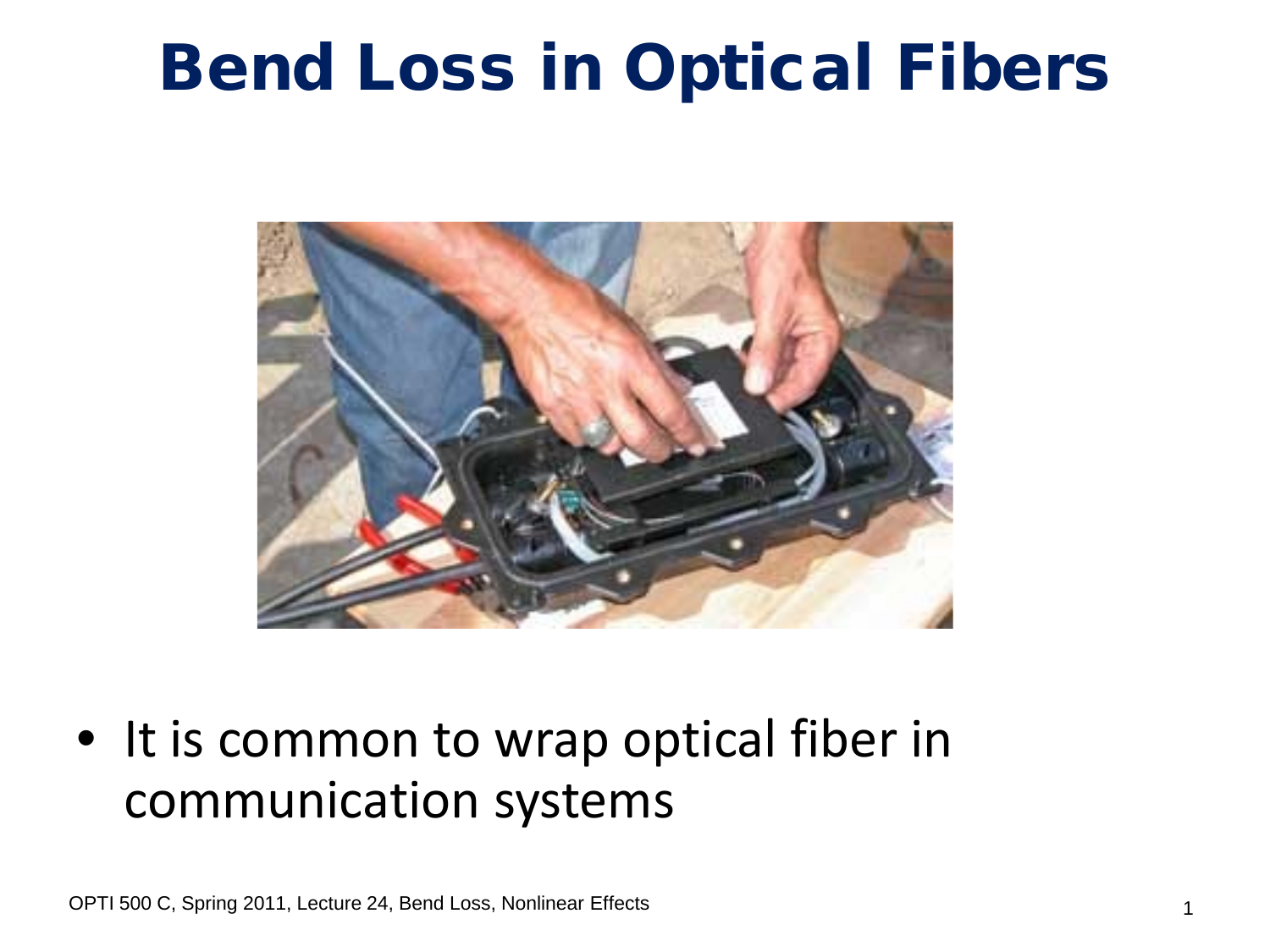# Bend Loss in Optical Fibers

- It is common to wrap optical fiber in communication systems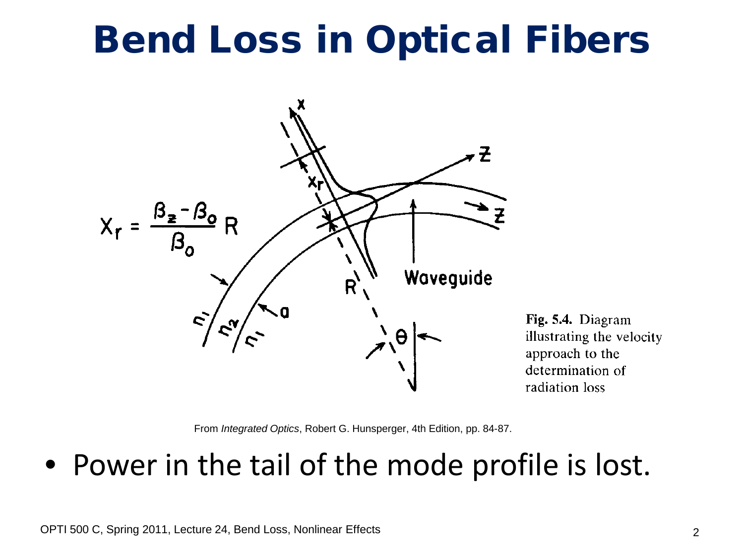# Bend Loss in Optical Fibers

$$X_r = \frac{\beta_z - \beta_0}{\beta_0} R$$

Fig. 5.4. Diagram illustrating the velocity approach to the determination of radiation loss

From *Integrated Optics*, Robert G. Hunsperger, 4th Edition, pp. 84-87.

- Power in the tail of the mode profile is lost.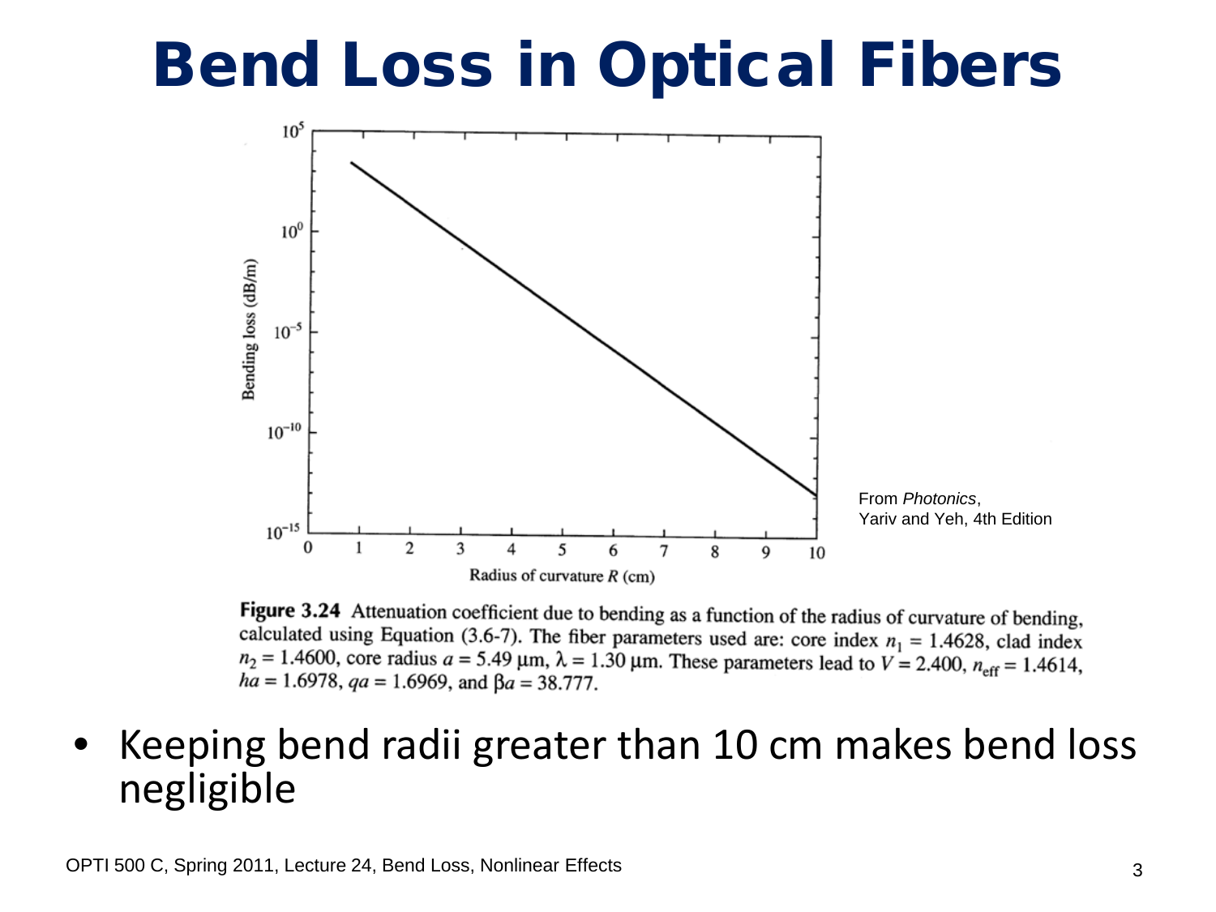# Bend Loss in Optical Fibers

From *Photonics*, Yariv and Yeh, 4th Edition

**Figure 3.24** Attenuation coefficient due to bending as a function of the radius of curvature of bending, calculated using Equation (3.6-7). The fiber parameters used are: core index $n_1 = 1.4628$, clad index $n_2 = 1.4600$, core radius $a = 5.49\ \mu\text{m}$, $\lambda = 1.30\ \mu\text{m}$. These parameters lead to $V = 2.400$, $n_{\text{eff}} = 1.4614$, $ha = 1.6978$, $qa = 1.6969$, and $\beta a = 38.777$.

- Keeping bend radii greater than 10 cm makes bend loss negligible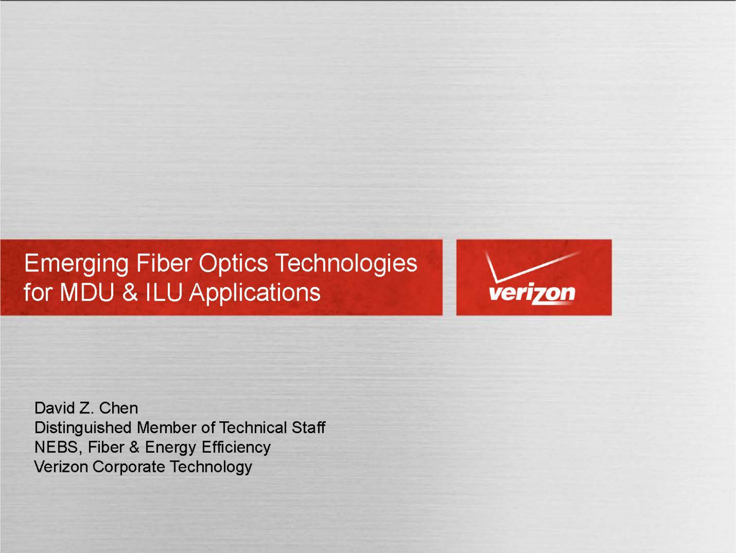# Emerging Fiber Optics Technologies for MDU & ILU Applications

verizon

David Z. Chen
Distinguished Member of Technical Staff
NEBS, Fiber & Energy Efficiency
Verizon Corporate Technology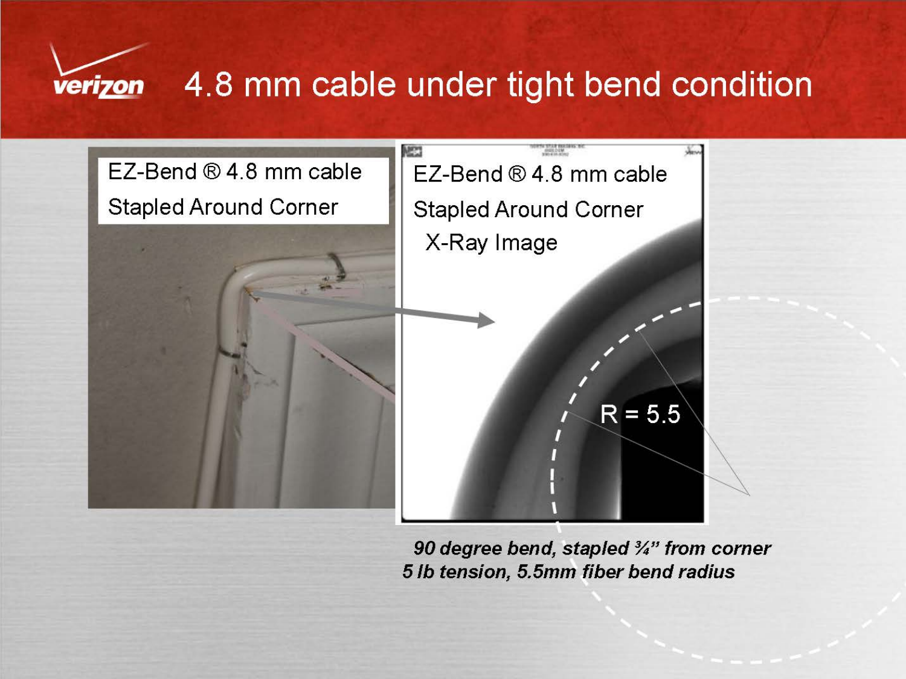# 4.8 mm cable under tight bend condition

EZ-Bend ® 4.8 mm cable
Stapled Around Corner

EZ-Bend ® 4.8 mm cable
Stapled Around Corner
X-Ray Image

R = 5.5

*90 degree bend, stapled ¾" from corner*
*5 lb tension, 5.5mm fiber bend radius*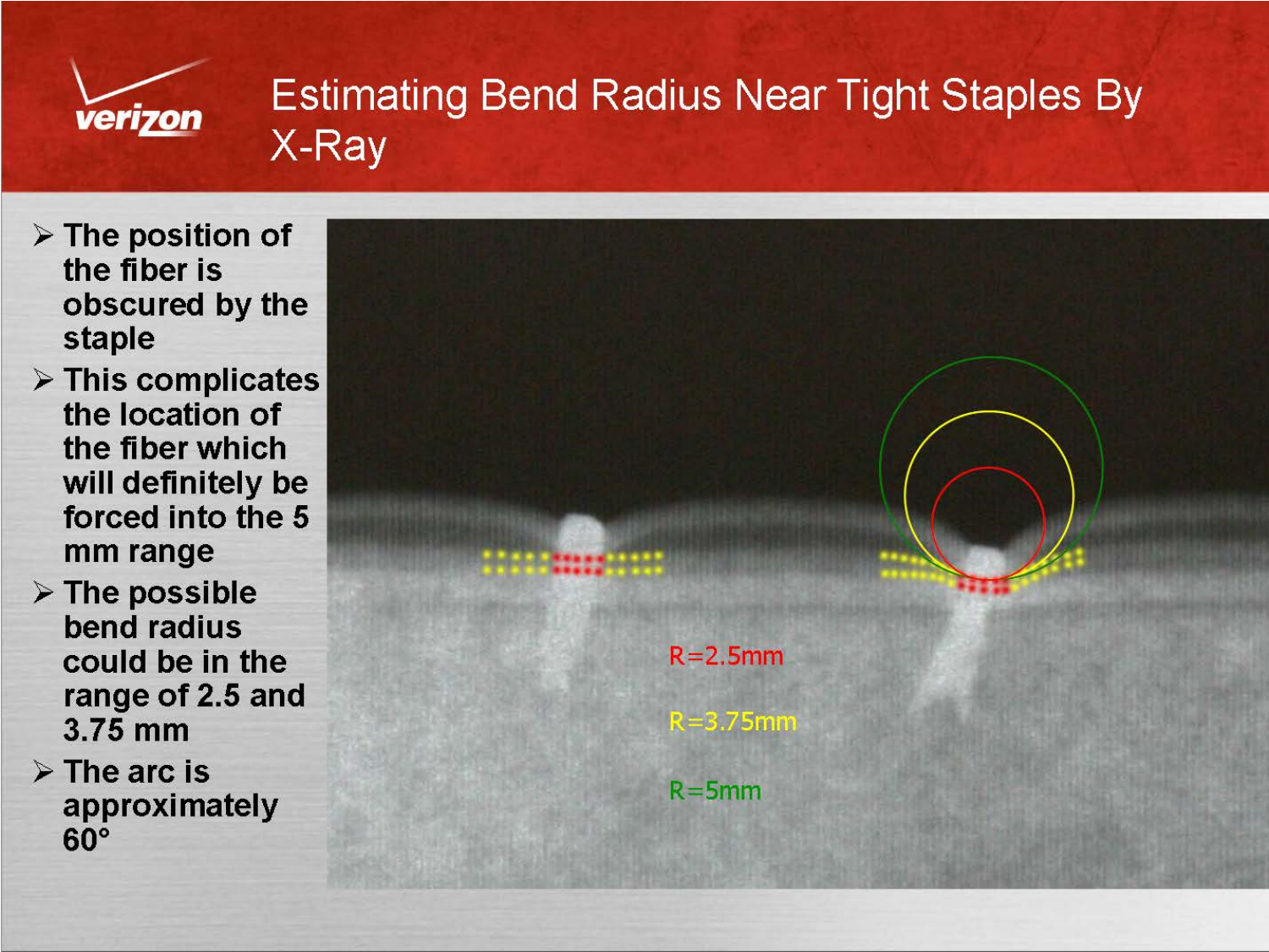# Estimating Bend Radius Near Tight Staples By X-Ray

- The position of the fiber is obscured by the staple
- This complicates the location of the fiber which will definitely be forced into the 5 mm range
- The possible bend radius could be in the range of 2.5 and 3.75 mm
- The arc is approximately 60°

R=2.5mm

R=3.75mm

R=5mm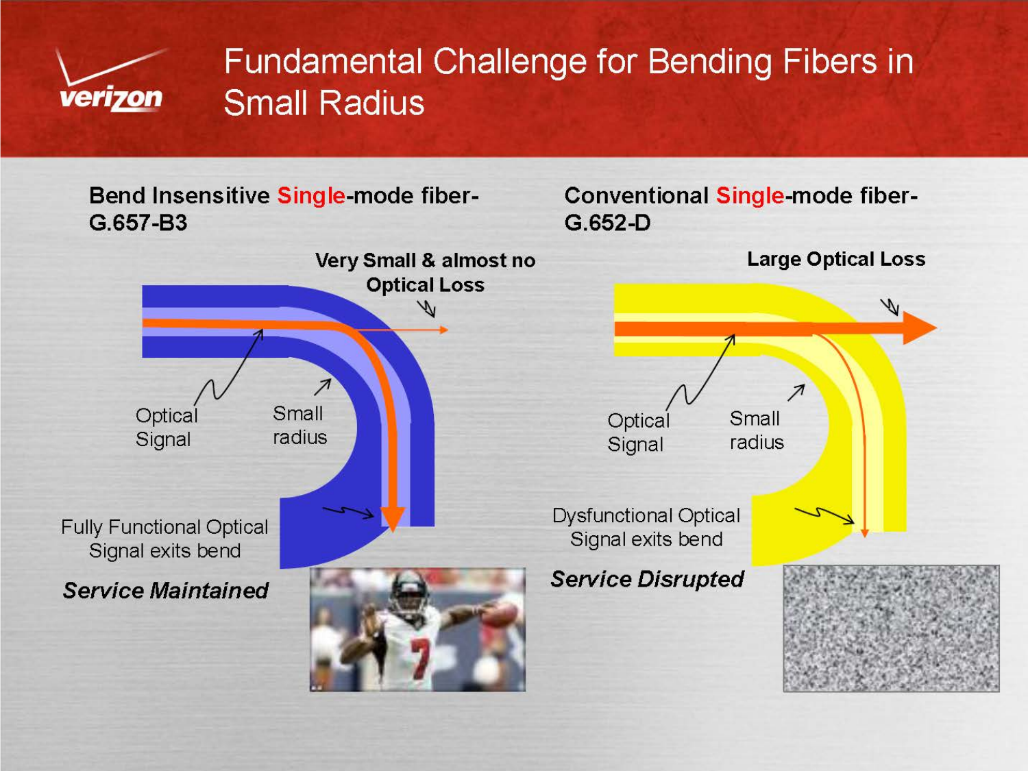# Fundamental Challenge for Bending Fibers in Small Radius

## Bend Insensitive **Single**-mode fiber- G.657-B3

**Very Small & almost no Optical Loss**

Optical Signal

Small radius

Fully Functional Optical Signal exits bend

***Service Maintained***

## Conventional **Single**-mode fiber- G.652-D

**Large Optical Loss**

Optical Signal

Small radius

Dysfunctional Optical Signal exits bend

***Service Disrupted***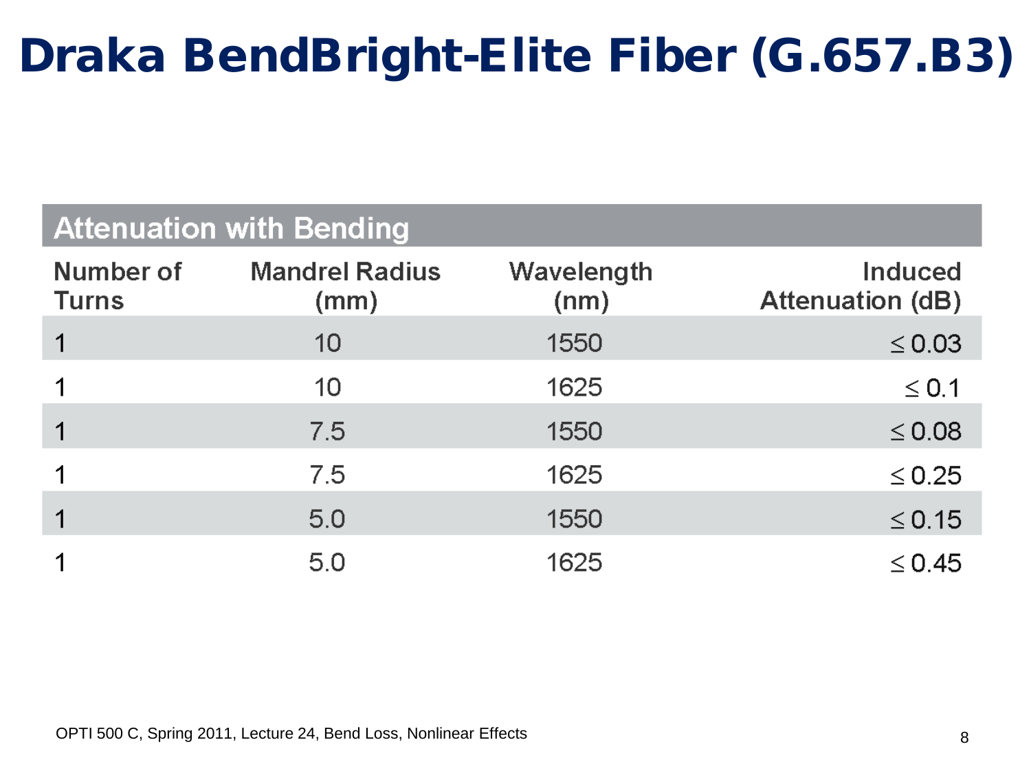# Draka BendBright-Elite Fiber (G.657.B3)

| Attenuation with Bending | | | |
|---|---|---|---|
| Number of Turns | Mandrel Radius (mm) | Wavelength (nm) | Induced Attenuation (dB) |
| 1 | 10 | 1550 | $\leq 0.03$ |
| 1 | 10 | 1625 | $\leq 0.1$ |
| 1 | 7.5 | 1550 | $\leq 0.08$ |
| 1 | 7.5 | 1625 | $\leq 0.25$ |
| 1 | 5.0 | 1550 | $\leq 0.15$ |
| 1 | 5.0 | 1625 | $\leq 0.45$ |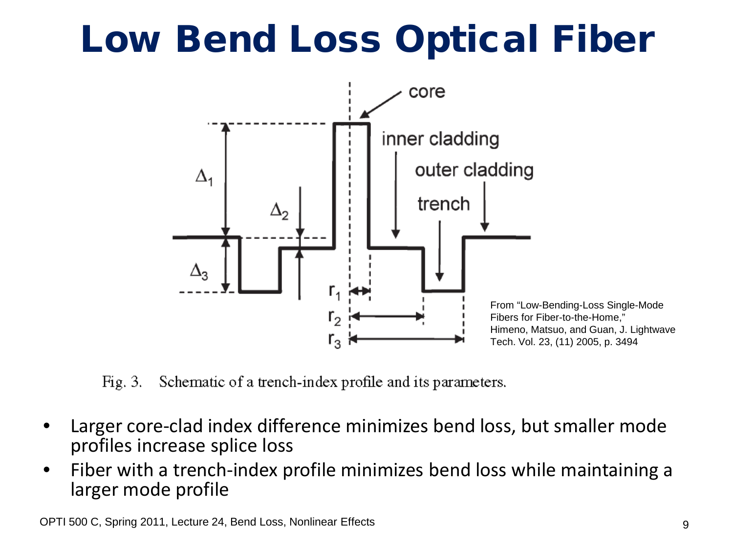# Low Bend Loss Optical Fiber

From "Low-Bending-Loss Single-Mode Fibers for Fiber-to-the-Home," Himeno, Matsuo, and Guan, J. Lightwave Tech. Vol. 23, (11) 2005, p. 3494

Fig. 3. Schematic of a trench-index profile and its parameters.

- Larger core-clad index difference minimizes bend loss, but smaller mode profiles increase splice loss
- Fiber with a trench-index profile minimizes bend loss while maintaining a larger mode profile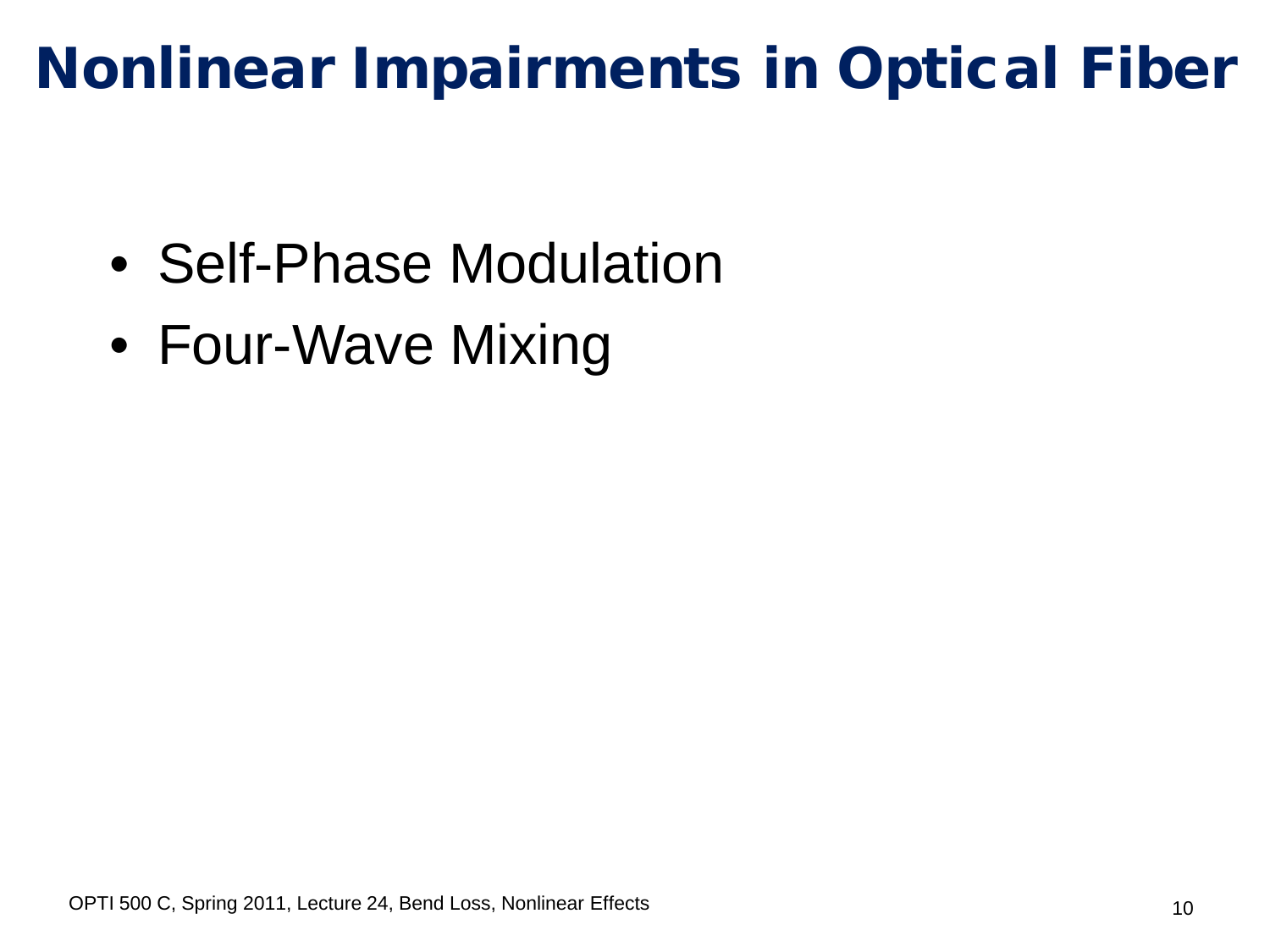# Nonlinear Impairments in Optical Fiber

- Self-Phase Modulation
- Four-Wave Mixing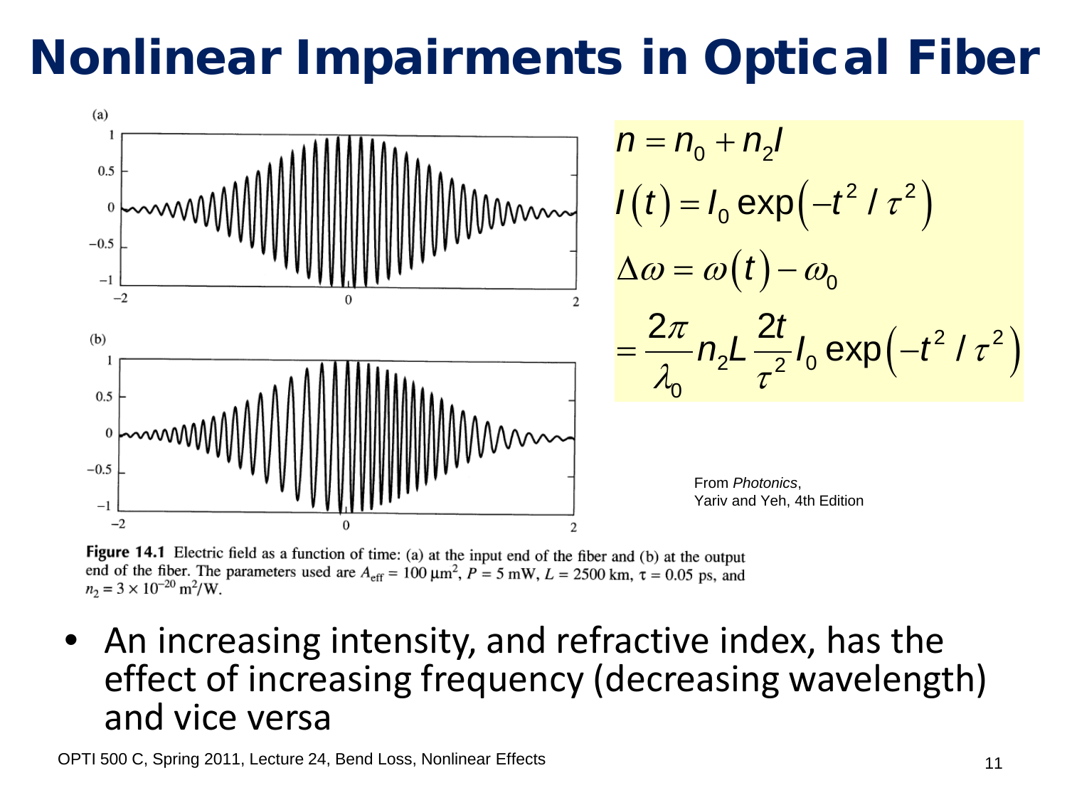# Nonlinear Impairments in Optical Fiber

$$n = n_0 + n_2 I$$

$$I(t) = I_0 \exp\left(-t^2 / \tau^2\right)$$

$$\Delta\omega = \omega(t) - \omega_0$$

$$= \frac{2\pi}{\lambda_0} n_2 L \frac{2t}{\tau^2} I_0 \exp\left(-t^2 / \tau^2\right)$$

From *Photonics*, Yariv and Yeh, 4th Edition

**Figure 14.1** Electric field as a function of time: (a) at the input end of the fiber and (b) at the output end of the fiber. The parameters used are $A_{\text{eff}} = 100\ \mu\text{m}^2$, $P = 5$ mW, $L = 2500$ km, $\tau = 0.05$ ps, and $n_2 = 3 \times 10^{-20}\ \text{m}^2/\text{W}$.

- An increasing intensity, and refractive index, has the effect of increasing frequency (decreasing wavelength) and vice versa

OPTI 500 C, Spring 2011, Lecture 24, Bend Loss, Nonlinear Effects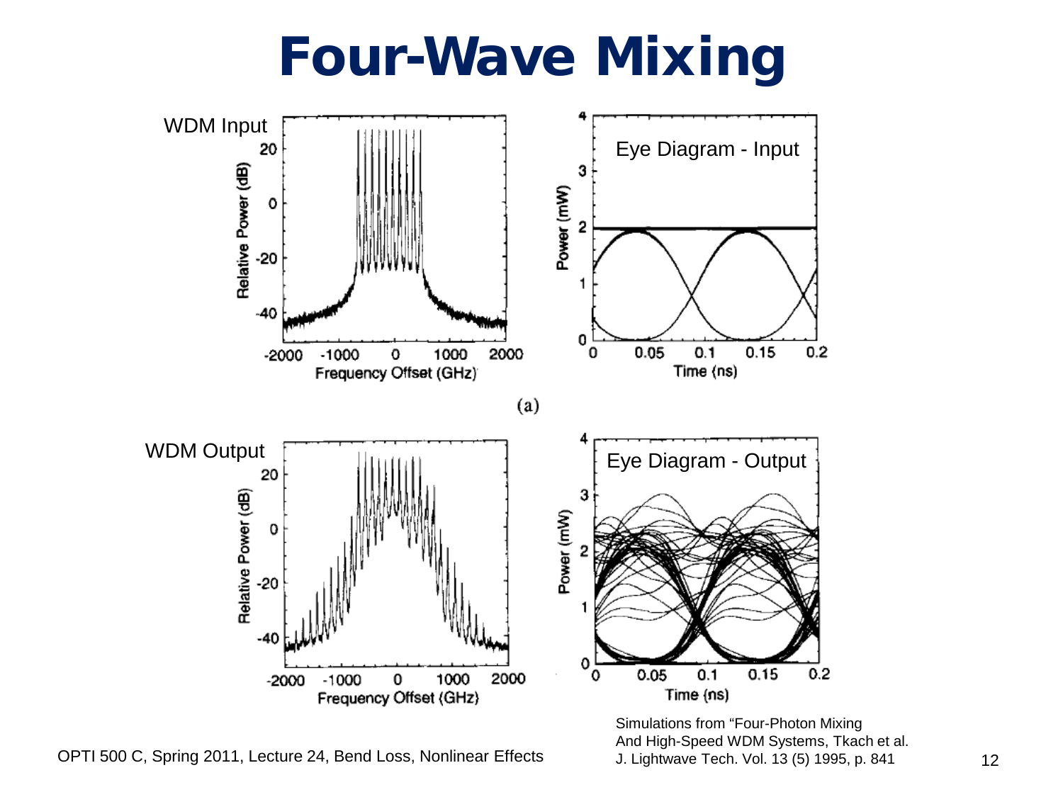# Four-Wave Mixing

WDM Input

Relative Power (dB)

20
0
-20
-40

-2000 -1000 0 1000 2000

Frequency Offset (GHz)

Eye Diagram - Input

Power (mW)

4
3
2
1
0

0 0.05 0.1 0.15 0.2

Time (ns)

(a)

WDM Output

Relative Power (dB)

20
0
-20
-40

-2000 -1000 0 1000 2000

Frequency Offset (GHz)

Eye Diagram - Output

Power (mW)

4
3
2
1
0

0 0.05 0.1 0.15 0.2

Time (ns)

Simulations from "Four-Photon Mixing And High-Speed WDM Systems, Tkach et al. J. Lightwave Tech. Vol. 13 (5) 1995, p. 841